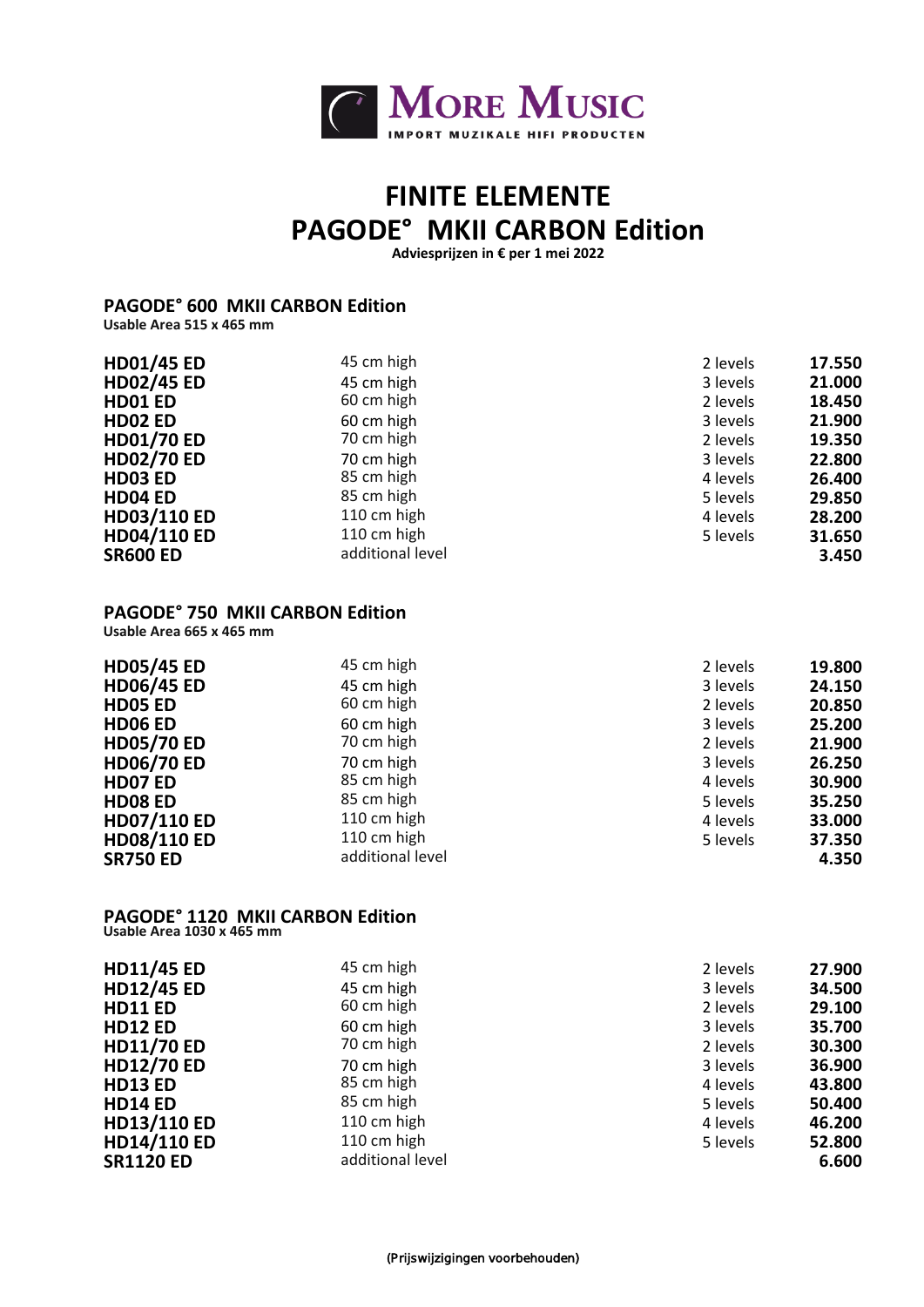**MORE MUSIC**
IMPORT MUZIKALE HIFI PRODUCTEN

# FINITE ELEMENTE
# PAGODE° MKII CARBON Edition

**Adviesprijzen in € per 1 mei 2022**

## PAGODE° 600 MKII CARBON Edition

**Usable Area 515 x 465 mm**

| | | | |
|---|---|---|---|
| **HD01/45 ED** | 45 cm high | 2 levels | **17.550** |
| **HD02/45 ED** | 45 cm high | 3 levels | **21.000** |
| **HD01 ED** | 60 cm high | 2 levels | **18.450** |
| **HD02 ED** | 60 cm high | 3 levels | **21.900** |
| **HD01/70 ED** | 70 cm high | 2 levels | **19.350** |
| **HD02/70 ED** | 70 cm high | 3 levels | **22.800** |
| **HD03 ED** | 85 cm high | 4 levels | **26.400** |
| **HD04 ED** | 85 cm high | 5 levels | **29.850** |
| **HD03/110 ED** | 110 cm high | 4 levels | **28.200** |
| **HD04/110 ED** | 110 cm high | 5 levels | **31.650** |
| **SR600 ED** | additional level | | **3.450** |

## PAGODE° 750 MKII CARBON Edition

**Usable Area 665 x 465 mm**

| | | | |
|---|---|---|---|
| **HD05/45 ED** | 45 cm high | 2 levels | **19.800** |
| **HD06/45 ED** | 45 cm high | 3 levels | **24.150** |
| **HD05 ED** | 60 cm high | 2 levels | **20.850** |
| **HD06 ED** | 60 cm high | 3 levels | **25.200** |
| **HD05/70 ED** | 70 cm high | 2 levels | **21.900** |
| **HD06/70 ED** | 70 cm high | 3 levels | **26.250** |
| **HD07 ED** | 85 cm high | 4 levels | **30.900** |
| **HD08 ED** | 85 cm high | 5 levels | **35.250** |
| **HD07/110 ED** | 110 cm high | 4 levels | **33.000** |
| **HD08/110 ED** | 110 cm high | 5 levels | **37.350** |
| **SR750 ED** | additional level | | **4.350** |

## PAGODE° 1120 MKII CARBON Edition

**Usable Area 1030 x 465 mm**

| | | | |
|---|---|---|---|
| **HD11/45 ED** | 45 cm high | 2 levels | **27.900** |
| **HD12/45 ED** | 45 cm high | 3 levels | **34.500** |
| **HD11 ED** | 60 cm high | 2 levels | **29.100** |
| **HD12 ED** | 60 cm high | 3 levels | **35.700** |
| **HD11/70 ED** | 70 cm high | 2 levels | **30.300** |
| **HD12/70 ED** | 70 cm high | 3 levels | **36.900** |
| **HD13 ED** | 85 cm high | 4 levels | **43.800** |
| **HD14 ED** | 85 cm high | 5 levels | **50.400** |
| **HD13/110 ED** | 110 cm high | 4 levels | **46.200** |
| **HD14/110 ED** | 110 cm high | 5 levels | **52.800** |
| **SR1120 ED** | additional level | | **6.600** |

(Prijswijzigingen voorbehouden)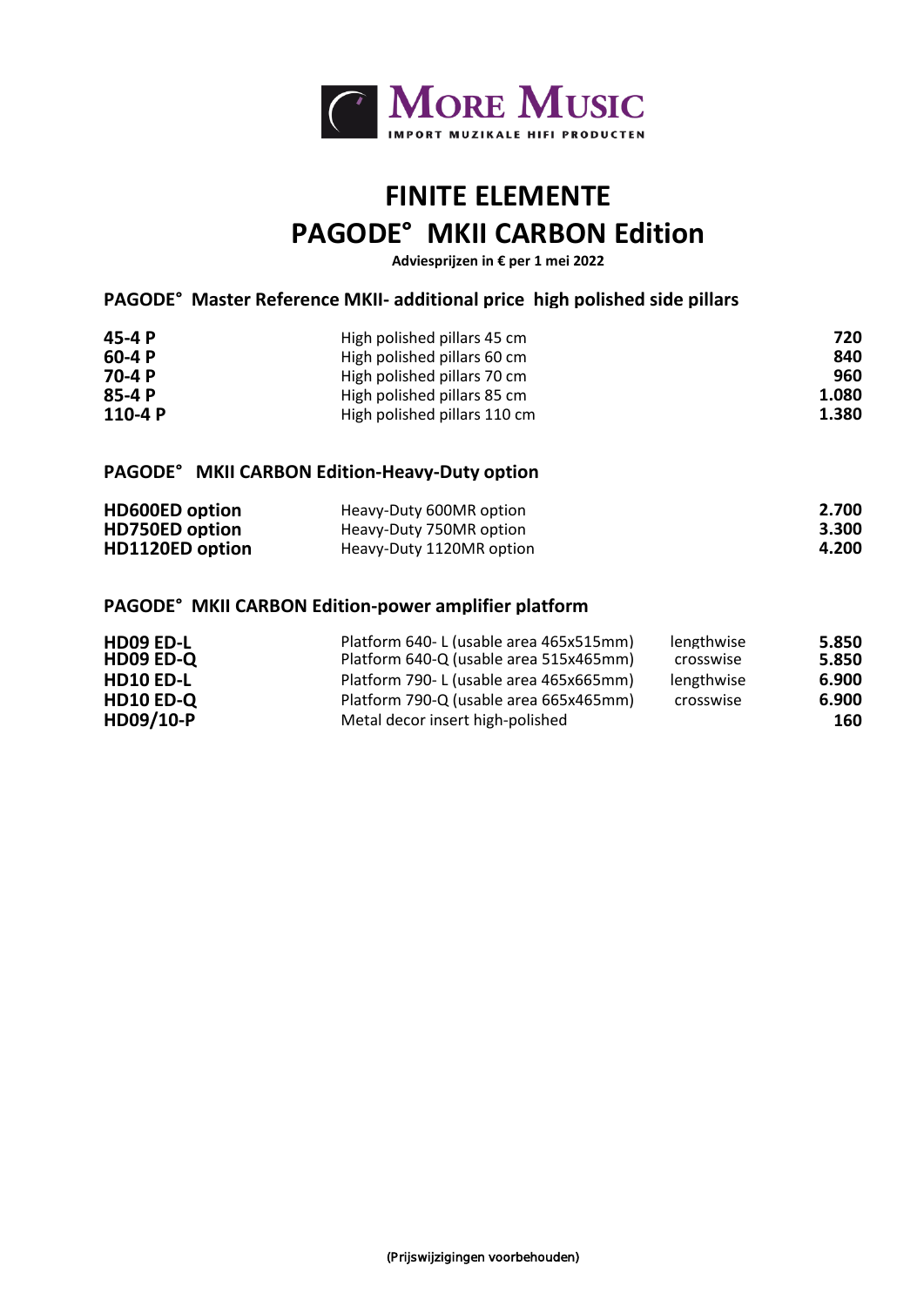**MORE MUSIC**
IMPORT MUZIKALE HIFI PRODUCTEN

# FINITE ELEMENTE
# PAGODE° MKII CARBON Edition

**Adviesprijzen in € per 1 mei 2022**

## PAGODE° Master Reference MKII- additional price high polished side pillars

| | | |
|---|---|---|
| **45-4 P** | High polished pillars 45 cm | **720** |
| **60-4 P** | High polished pillars 60 cm | **840** |
| **70-4 P** | High polished pillars 70 cm | **960** |
| **85-4 P** | High polished pillars 85 cm | **1.080** |
| **110-4 P** | High polished pillars 110 cm | **1.380** |

## PAGODE° MKII CARBON Edition-Heavy-Duty option

| | | |
|---|---|---|
| **HD600ED option** | Heavy-Duty 600MR option | **2.700** |
| **HD750ED option** | Heavy-Duty 750MR option | **3.300** |
| **HD1120ED option** | Heavy-Duty 1120MR option | **4.200** |

## PAGODE° MKII CARBON Edition-power amplifier platform

| | | | |
|---|---|---|---|
| **HD09 ED-L** | Platform 640- L (usable area 465x515mm) | lengthwise | **5.850** |
| **HD09 ED-Q** | Platform 640-Q (usable area 515x465mm) | crosswise | **5.850** |
| **HD10 ED-L** | Platform 790- L (usable area 465x665mm) | lengthwise | **6.900** |
| **HD10 ED-Q** | Platform 790-Q (usable area 665x465mm) | crosswise | **6.900** |
| **HD09/10-P** | Metal decor insert high-polished | | **160** |

(Prijswijzigingen voorbehouden)